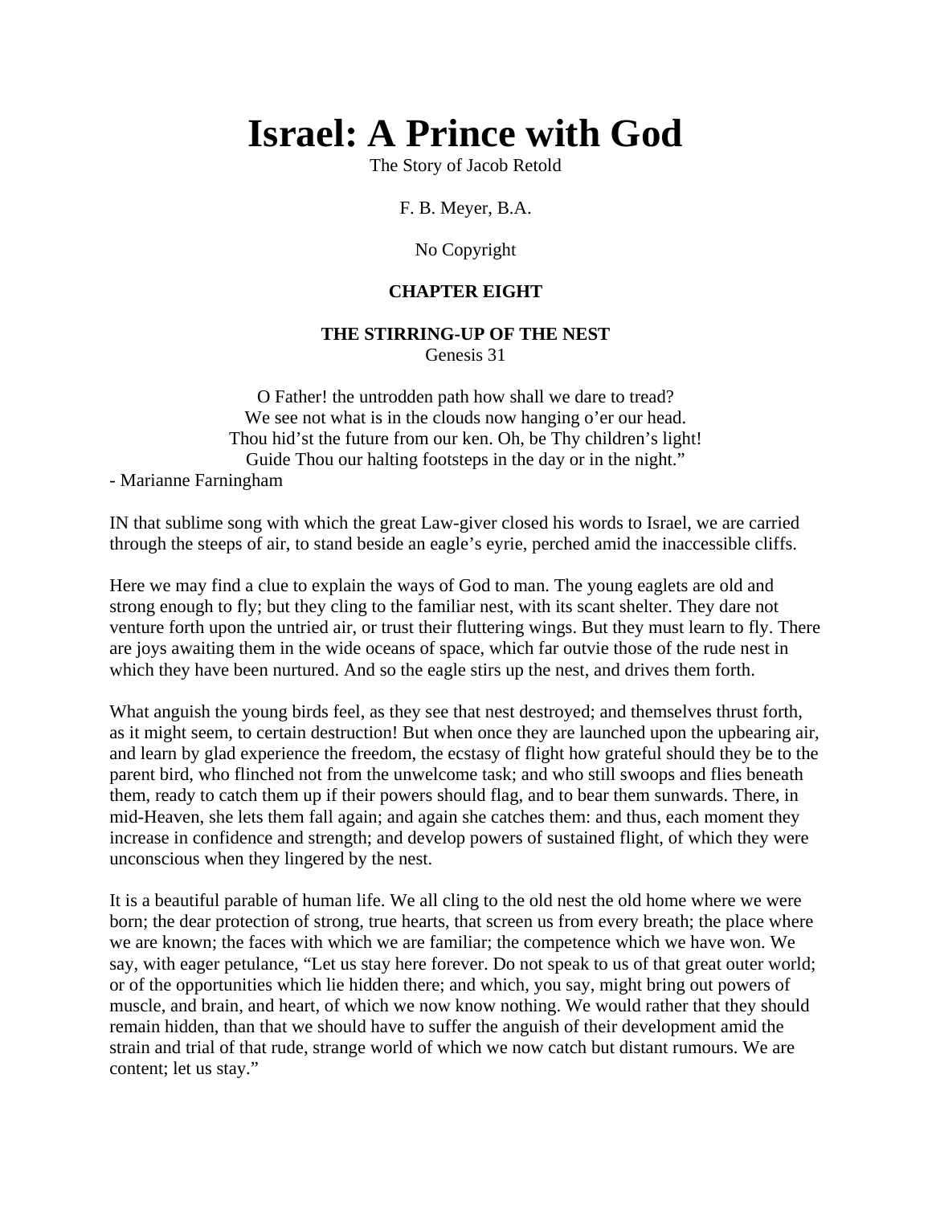# Israel: A Prince with God

The Story of Jacob Retold

F. B. Meyer, B.A.

No Copyright

**CHAPTER EIGHT**

**THE STIRRING-UP OF THE NEST**

Genesis 31

O Father! the untrodden path how shall we dare to tread?
We see not what is in the clouds now hanging o'er our head.
Thou hid'st the future from our ken. Oh, be Thy children's light!
Guide Thou our halting footsteps in the day or in the night."

- Marianne Farningham

IN that sublime song with which the great Law-giver closed his words to Israel, we are carried through the steeps of air, to stand beside an eagle's eyrie, perched amid the inaccessible cliffs.

Here we may find a clue to explain the ways of God to man. The young eaglets are old and strong enough to fly; but they cling to the familiar nest, with its scant shelter. They dare not venture forth upon the untried air, or trust their fluttering wings. But they must learn to fly. There are joys awaiting them in the wide oceans of space, which far outvie those of the rude nest in which they have been nurtured. And so the eagle stirs up the nest, and drives them forth.

What anguish the young birds feel, as they see that nest destroyed; and themselves thrust forth, as it might seem, to certain destruction! But when once they are launched upon the upbearing air, and learn by glad experience the freedom, the ecstasy of flight how grateful should they be to the parent bird, who flinched not from the unwelcome task; and who still swoops and flies beneath them, ready to catch them up if their powers should flag, and to bear them sunwards. There, in mid-Heaven, she lets them fall again; and again she catches them: and thus, each moment they increase in confidence and strength; and develop powers of sustained flight, of which they were unconscious when they lingered by the nest.

It is a beautiful parable of human life. We all cling to the old nest the old home where we were born; the dear protection of strong, true hearts, that screen us from every breath; the place where we are known; the faces with which we are familiar; the competence which we have won. We say, with eager petulance, "Let us stay here forever. Do not speak to us of that great outer world; or of the opportunities which lie hidden there; and which, you say, might bring out powers of muscle, and brain, and heart, of which we now know nothing. We would rather that they should remain hidden, than that we should have to suffer the anguish of their development amid the strain and trial of that rude, strange world of which we now catch but distant rumours. We are content; let us stay."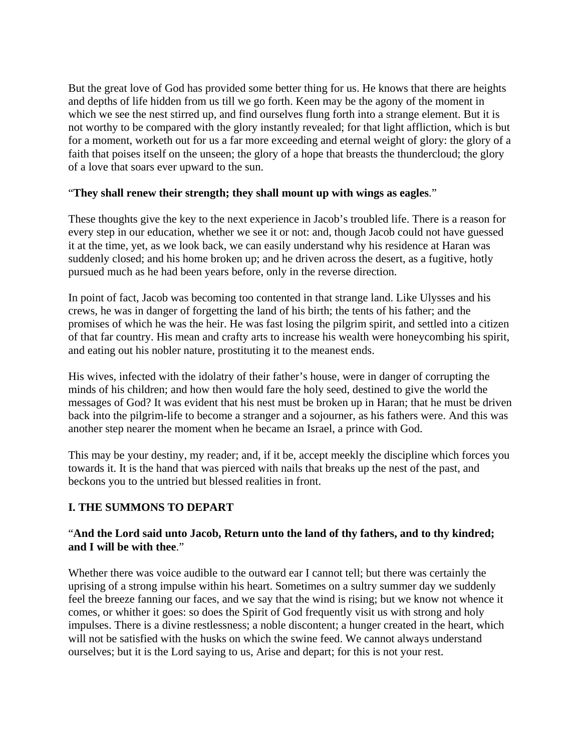But the great love of God has provided some better thing for us. He knows that there are heights and depths of life hidden from us till we go forth. Keen may be the agony of the moment in which we see the nest stirred up, and find ourselves flung forth into a strange element. But it is not worthy to be compared with the glory instantly revealed; for that light affliction, which is but for a moment, worketh out for us a far more exceeding and eternal weight of glory: the glory of a faith that poises itself on the unseen; the glory of a hope that breasts the thundercloud; the glory of a love that soars ever upward to the sun.

"**They shall renew their strength; they shall mount up with wings as eagles**."

These thoughts give the key to the next experience in Jacob's troubled life. There is a reason for every step in our education, whether we see it or not: and, though Jacob could not have guessed it at the time, yet, as we look back, we can easily understand why his residence at Haran was suddenly closed; and his home broken up; and he driven across the desert, as a fugitive, hotly pursued much as he had been years before, only in the reverse direction.

In point of fact, Jacob was becoming too contented in that strange land. Like Ulysses and his crews, he was in danger of forgetting the land of his birth; the tents of his father; and the promises of which he was the heir. He was fast losing the pilgrim spirit, and settled into a citizen of that far country. His mean and crafty arts to increase his wealth were honeycombing his spirit, and eating out his nobler nature, prostituting it to the meanest ends.

His wives, infected with the idolatry of their father's house, were in danger of corrupting the minds of his children; and how then would fare the holy seed, destined to give the world the messages of God? It was evident that his nest must be broken up in Haran; that he must be driven back into the pilgrim-life to become a stranger and a sojourner, as his fathers were. And this was another step nearer the moment when he became an Israel, a prince with God.

This may be your destiny, my reader; and, if it be, accept meekly the discipline which forces you towards it. It is the hand that was pierced with nails that breaks up the nest of the past, and beckons you to the untried but blessed realities in front.

## I. THE SUMMONS TO DEPART

"**And the Lord said unto Jacob, Return unto the land of thy fathers, and to thy kindred; and I will be with thee**."

Whether there was voice audible to the outward ear I cannot tell; but there was certainly the uprising of a strong impulse within his heart. Sometimes on a sultry summer day we suddenly feel the breeze fanning our faces, and we say that the wind is rising; but we know not whence it comes, or whither it goes: so does the Spirit of God frequently visit us with strong and holy impulses. There is a divine restlessness; a noble discontent; a hunger created in the heart, which will not be satisfied with the husks on which the swine feed. We cannot always understand ourselves; but it is the Lord saying to us, Arise and depart; for this is not your rest.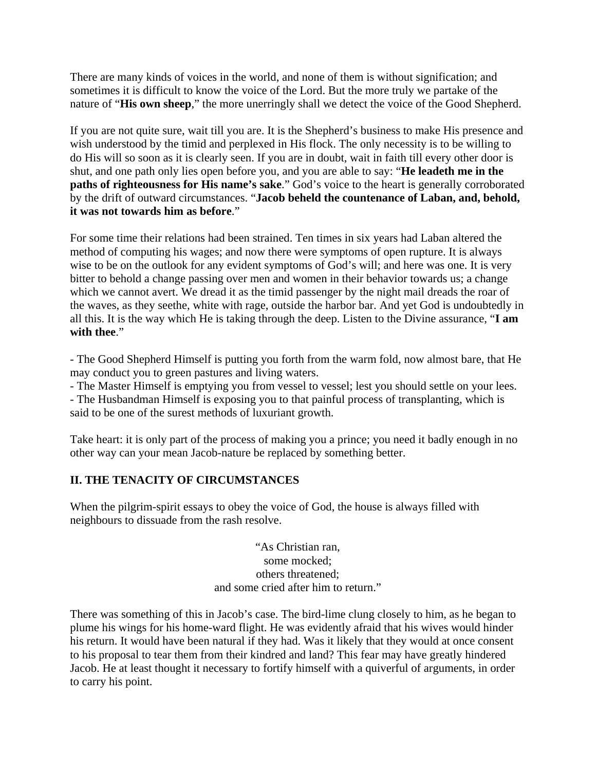There are many kinds of voices in the world, and none of them is without signification; and sometimes it is difficult to know the voice of the Lord. But the more truly we partake of the nature of "**His own sheep**," the more unerringly shall we detect the voice of the Good Shepherd.

If you are not quite sure, wait till you are. It is the Shepherd's business to make His presence and wish understood by the timid and perplexed in His flock. The only necessity is to be willing to do His will so soon as it is clearly seen. If you are in doubt, wait in faith till every other door is shut, and one path only lies open before you, and you are able to say: "**He leadeth me in the paths of righteousness for His name's sake**." God's voice to the heart is generally corroborated by the drift of outward circumstances. "**Jacob beheld the countenance of Laban, and, behold, it was not towards him as before**."

For some time their relations had been strained. Ten times in six years had Laban altered the method of computing his wages; and now there were symptoms of open rupture. It is always wise to be on the outlook for any evident symptoms of God's will; and here was one. It is very bitter to behold a change passing over men and women in their behavior towards us; a change which we cannot avert. We dread it as the timid passenger by the night mail dreads the roar of the waves, as they seethe, white with rage, outside the harbor bar. And yet God is undoubtedly in all this. It is the way which He is taking through the deep. Listen to the Divine assurance, "**I am with thee**."

- The Good Shepherd Himself is putting you forth from the warm fold, now almost bare, that He may conduct you to green pastures and living waters.
- The Master Himself is emptying you from vessel to vessel; lest you should settle on your lees.
- The Husbandman Himself is exposing you to that painful process of transplanting, which is said to be one of the surest methods of luxuriant growth.

Take heart: it is only part of the process of making you a prince; you need it badly enough in no other way can your mean Jacob-nature be replaced by something better.

## II. THE TENACITY OF CIRCUMSTANCES

When the pilgrim-spirit essays to obey the voice of God, the house is always filled with neighbours to dissuade from the rash resolve.

"As Christian ran,
some mocked;
others threatened;
and some cried after him to return."

There was something of this in Jacob's case. The bird-lime clung closely to him, as he began to plume his wings for his home-ward flight. He was evidently afraid that his wives would hinder his return. It would have been natural if they had. Was it likely that they would at once consent to his proposal to tear them from their kindred and land? This fear may have greatly hindered Jacob. He at least thought it necessary to fortify himself with a quiverful of arguments, in order to carry his point.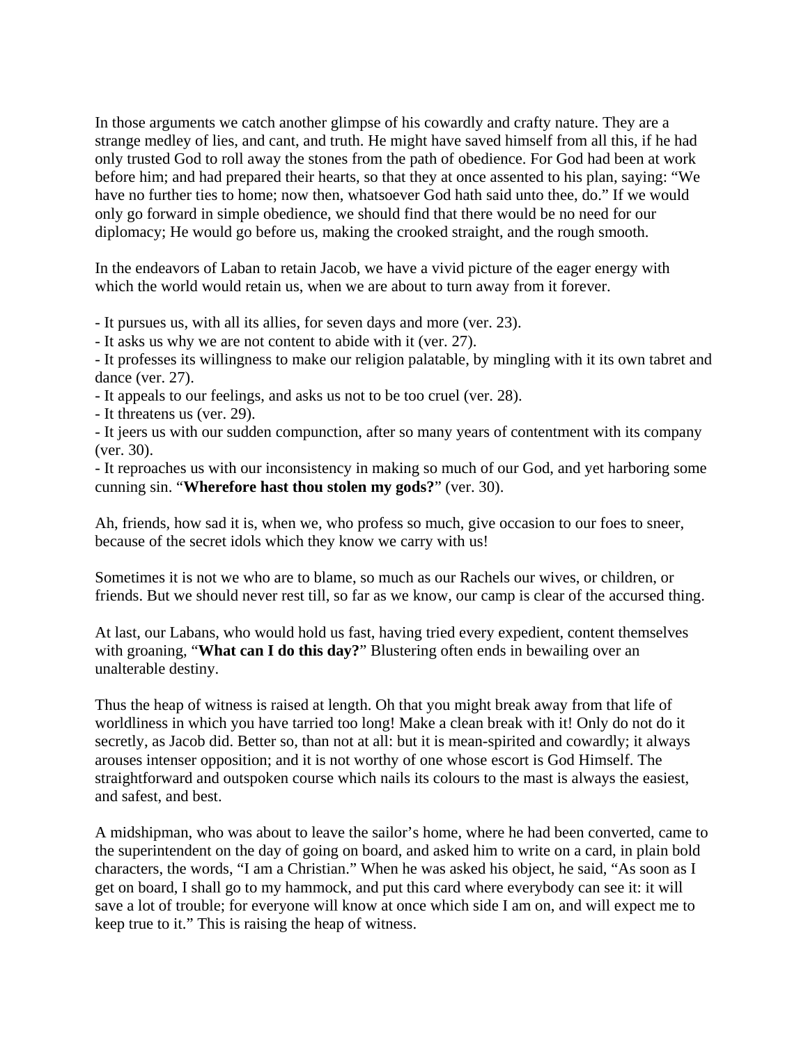In those arguments we catch another glimpse of his cowardly and crafty nature. They are a strange medley of lies, and cant, and truth. He might have saved himself from all this, if he had only trusted God to roll away the stones from the path of obedience. For God had been at work before him; and had prepared their hearts, so that they at once assented to his plan, saying: "We have no further ties to home; now then, whatsoever God hath said unto thee, do." If we would only go forward in simple obedience, we should find that there would be no need for our diplomacy; He would go before us, making the crooked straight, and the rough smooth.

In the endeavors of Laban to retain Jacob, we have a vivid picture of the eager energy with which the world would retain us, when we are about to turn away from it forever.

- It pursues us, with all its allies, for seven days and more (ver. 23).
- It asks us why we are not content to abide with it (ver. 27).
- It professes its willingness to make our religion palatable, by mingling with it its own tabret and dance (ver. 27).
- It appeals to our feelings, and asks us not to be too cruel (ver. 28).
- It threatens us (ver. 29).
- It jeers us with our sudden compunction, after so many years of contentment with its company (ver. 30).
- It reproaches us with our inconsistency in making so much of our God, and yet harboring some cunning sin. "**Wherefore hast thou stolen my gods?**" (ver. 30).

Ah, friends, how sad it is, when we, who profess so much, give occasion to our foes to sneer, because of the secret idols which they know we carry with us!

Sometimes it is not we who are to blame, so much as our Rachels our wives, or children, or friends. But we should never rest till, so far as we know, our camp is clear of the accursed thing.

At last, our Labans, who would hold us fast, having tried every expedient, content themselves with groaning, "**What can I do this day?**" Blustering often ends in bewailing over an unalterable destiny.

Thus the heap of witness is raised at length. Oh that you might break away from that life of worldliness in which you have tarried too long! Make a clean break with it! Only do not do it secretly, as Jacob did. Better so, than not at all: but it is mean-spirited and cowardly; it always arouses intenser opposition; and it is not worthy of one whose escort is God Himself. The straightforward and outspoken course which nails its colours to the mast is always the easiest, and safest, and best.

A midshipman, who was about to leave the sailor's home, where he had been converted, came to the superintendent on the day of going on board, and asked him to write on a card, in plain bold characters, the words, "I am a Christian." When he was asked his object, he said, "As soon as I get on board, I shall go to my hammock, and put this card where everybody can see it: it will save a lot of trouble; for everyone will know at once which side I am on, and will expect me to keep true to it." This is raising the heap of witness.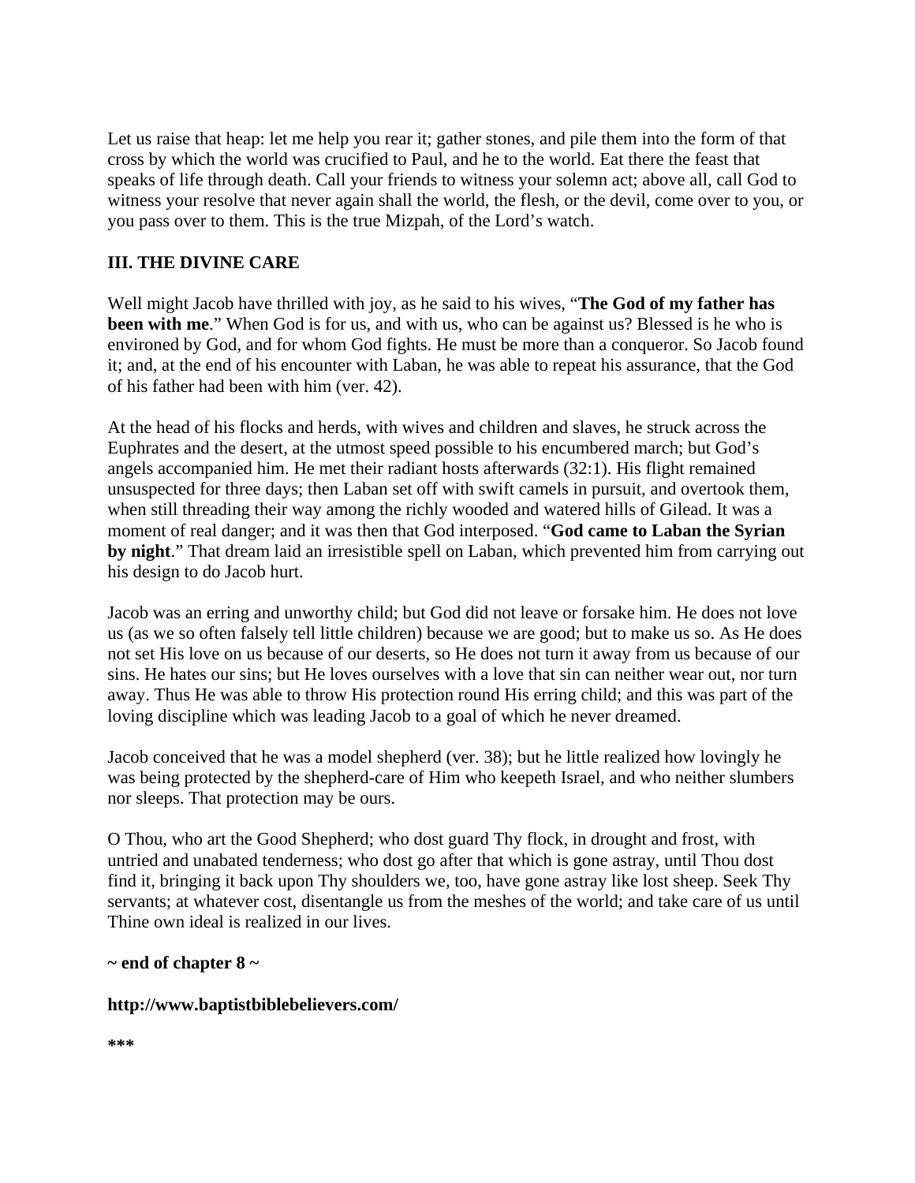Let us raise that heap: let me help you rear it; gather stones, and pile them into the form of that cross by which the world was crucified to Paul, and he to the world. Eat there the feast that speaks of life through death. Call your friends to witness your solemn act; above all, call God to witness your resolve that never again shall the world, the flesh, or the devil, come over to you, or you pass over to them. This is the true Mizpah, of the Lord's watch.

### III. THE DIVINE CARE

Well might Jacob have thrilled with joy, as he said to his wives, "**The God of my father has been with me**." When God is for us, and with us, who can be against us? Blessed is he who is environed by God, and for whom God fights. He must be more than a conqueror. So Jacob found it; and, at the end of his encounter with Laban, he was able to repeat his assurance, that the God of his father had been with him (ver. 42).

At the head of his flocks and herds, with wives and children and slaves, he struck across the Euphrates and the desert, at the utmost speed possible to his encumbered march; but God's angels accompanied him. He met their radiant hosts afterwards (32:1). His flight remained unsuspected for three days; then Laban set off with swift camels in pursuit, and overtook them, when still threading their way among the richly wooded and watered hills of Gilead. It was a moment of real danger; and it was then that God interposed. "**God came to Laban the Syrian by night**." That dream laid an irresistible spell on Laban, which prevented him from carrying out his design to do Jacob hurt.

Jacob was an erring and unworthy child; but God did not leave or forsake him. He does not love us (as we so often falsely tell little children) because we are good; but to make us so. As He does not set His love on us because of our deserts, so He does not turn it away from us because of our sins. He hates our sins; but He loves ourselves with a love that sin can neither wear out, nor turn away. Thus He was able to throw His protection round His erring child; and this was part of the loving discipline which was leading Jacob to a goal of which he never dreamed.

Jacob conceived that he was a model shepherd (ver. 38); but he little realized how lovingly he was being protected by the shepherd-care of Him who keepeth Israel, and who neither slumbers nor sleeps. That protection may be ours.

O Thou, who art the Good Shepherd; who dost guard Thy flock, in drought and frost, with untried and unabated tenderness; who dost go after that which is gone astray, until Thou dost find it, bringing it back upon Thy shoulders we, too, have gone astray like lost sheep. Seek Thy servants; at whatever cost, disentangle us from the meshes of the world; and take care of us until Thine own ideal is realized in our lives.

**~ end of chapter 8 ~**

**http://www.baptistbiblebelievers.com/**

**\*\*\***